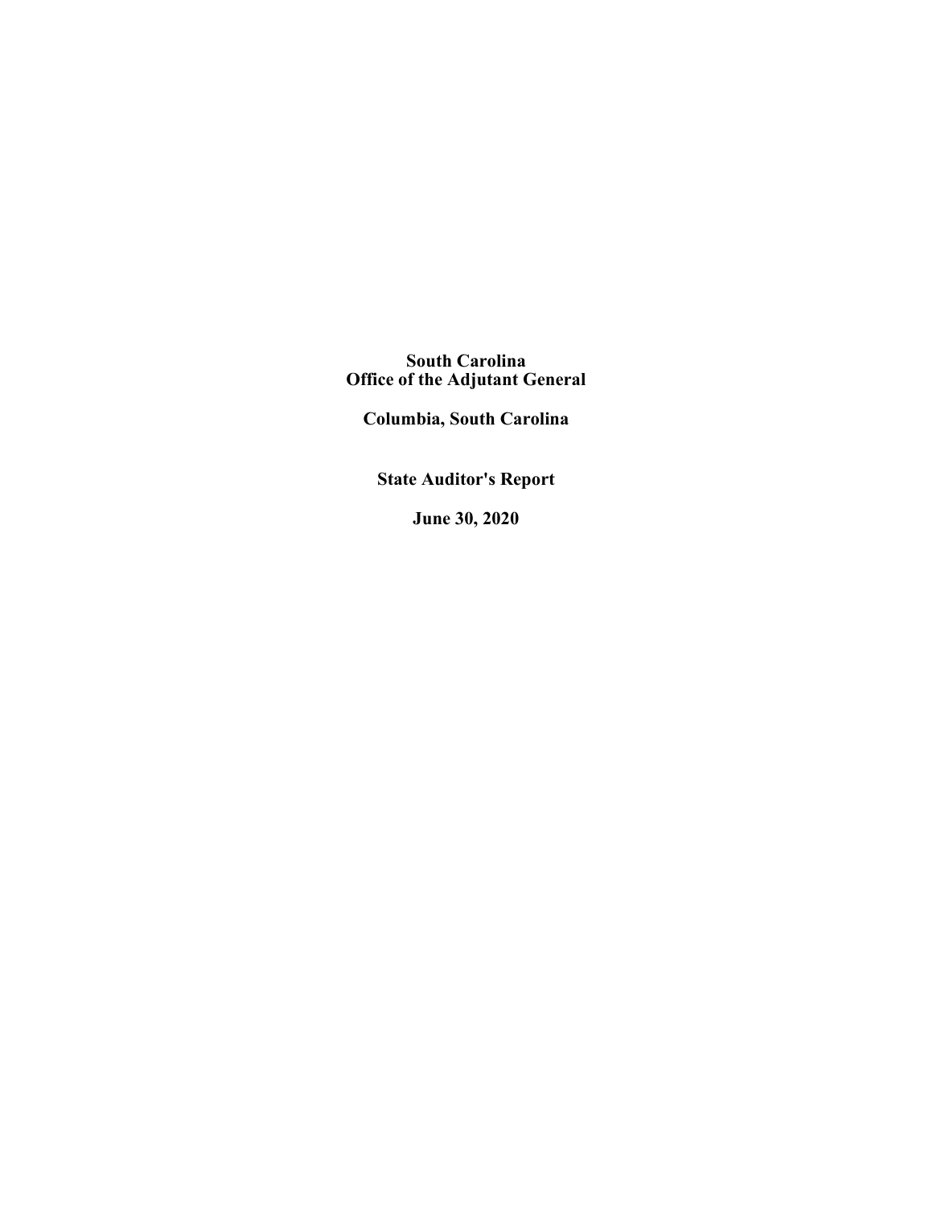# South Carolina
# Office of the Adjutant General

## Columbia, South Carolina

## State Auditor's Report

## June 30, 2020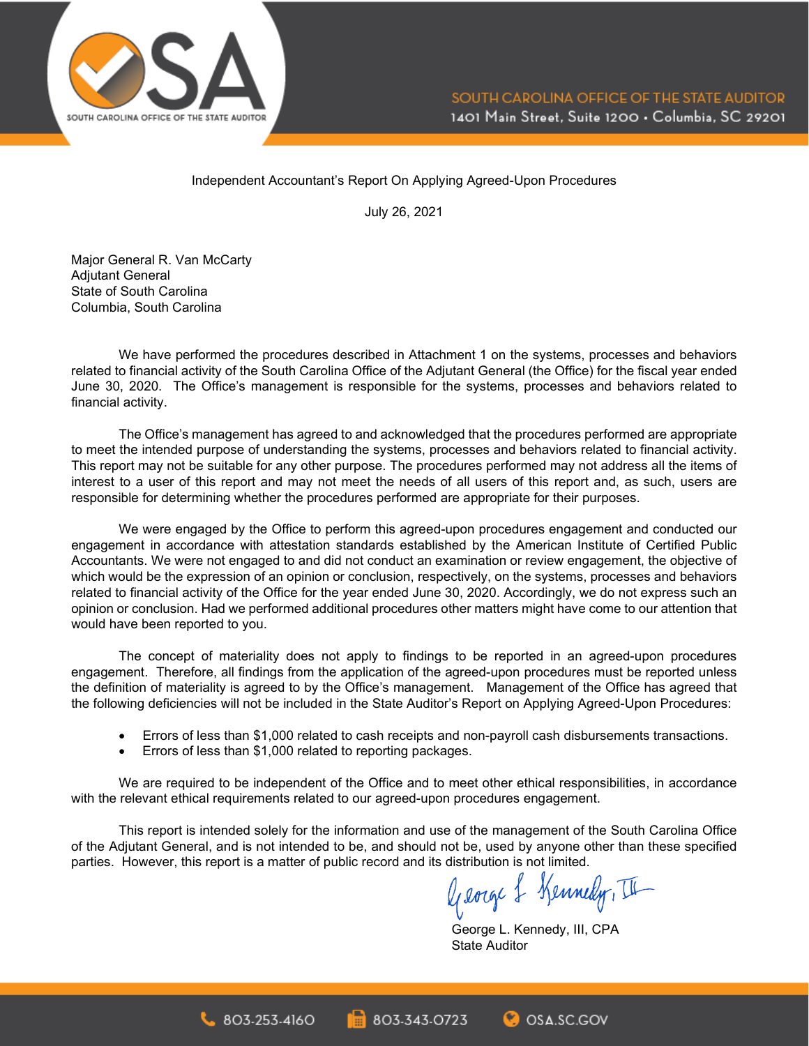Independent Accountant's Report On Applying Agreed-Upon Procedures

July 26, 2021

Major General R. Van McCarty
Adjutant General
State of South Carolina
Columbia, South Carolina

We have performed the procedures described in Attachment 1 on the systems, processes and behaviors related to financial activity of the South Carolina Office of the Adjutant General (the Office) for the fiscal year ended June 30, 2020. The Office's management is responsible for the systems, processes and behaviors related to financial activity.

The Office's management has agreed to and acknowledged that the procedures performed are appropriate to meet the intended purpose of understanding the systems, processes and behaviors related to financial activity. This report may not be suitable for any other purpose. The procedures performed may not address all the items of interest to a user of this report and may not meet the needs of all users of this report and, as such, users are responsible for determining whether the procedures performed are appropriate for their purposes.

We were engaged by the Office to perform this agreed-upon procedures engagement and conducted our engagement in accordance with attestation standards established by the American Institute of Certified Public Accountants. We were not engaged to and did not conduct an examination or review engagement, the objective of which would be the expression of an opinion or conclusion, respectively, on the systems, processes and behaviors related to financial activity of the Office for the year ended June 30, 2020. Accordingly, we do not express such an opinion or conclusion. Had we performed additional procedures other matters might have come to our attention that would have been reported to you.

The concept of materiality does not apply to findings to be reported in an agreed-upon procedures engagement. Therefore, all findings from the application of the agreed-upon procedures must be reported unless the definition of materiality is agreed to by the Office's management. Management of the Office has agreed that the following deficiencies will not be included in the State Auditor's Report on Applying Agreed-Upon Procedures:

- Errors of less than $1,000 related to cash receipts and non-payroll cash disbursements transactions.
- Errors of less than $1,000 related to reporting packages.

We are required to be independent of the Office and to meet other ethical responsibilities, in accordance with the relevant ethical requirements related to our agreed-upon procedures engagement.

This report is intended solely for the information and use of the management of the South Carolina Office of the Adjutant General, and is not intended to be, and should not be, used by anyone other than these specified parties. However, this report is a matter of public record and its distribution is not limited.

George L. Kennedy, III

George L. Kennedy, III, CPA
State Auditor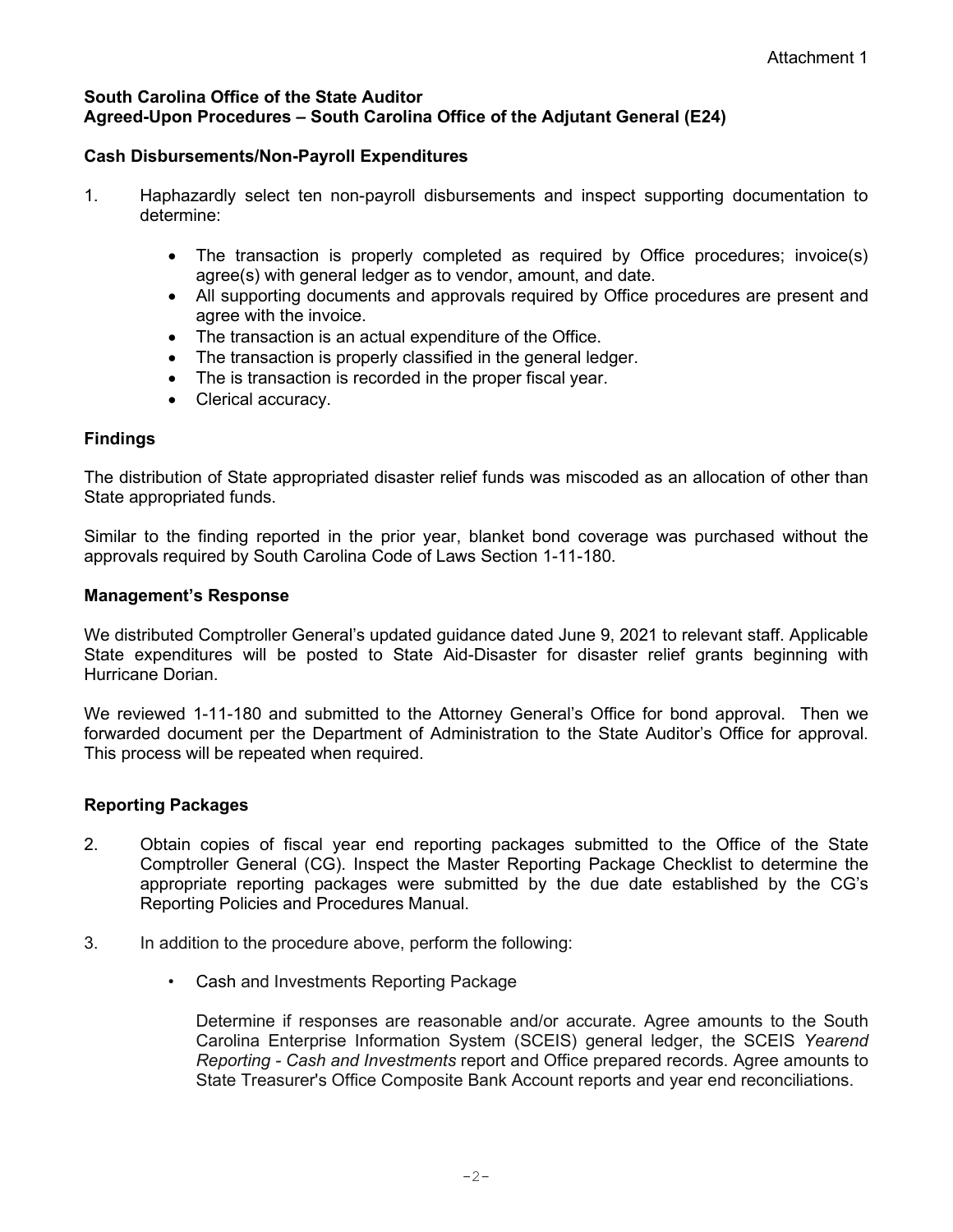Attachment 1

**South Carolina Office of the State Auditor**
**Agreed-Upon Procedures – South Carolina Office of the Adjutant General (E24)**

**Cash Disbursements/Non-Payroll Expenditures**

1. Haphazardly select ten non-payroll disbursements and inspect supporting documentation to determine:

   - The transaction is properly completed as required by Office procedures; invoice(s) agree(s) with general ledger as to vendor, amount, and date.
   - All supporting documents and approvals required by Office procedures are present and agree with the invoice.
   - The transaction is an actual expenditure of the Office.
   - The transaction is properly classified in the general ledger.
   - The is transaction is recorded in the proper fiscal year.
   - Clerical accuracy.

**Findings**

The distribution of State appropriated disaster relief funds was miscoded as an allocation of other than State appropriated funds.

Similar to the finding reported in the prior year, blanket bond coverage was purchased without the approvals required by South Carolina Code of Laws Section 1-11-180.

**Management's Response**

We distributed Comptroller General's updated guidance dated June 9, 2021 to relevant staff. Applicable State expenditures will be posted to State Aid-Disaster for disaster relief grants beginning with Hurricane Dorian.

We reviewed 1-11-180 and submitted to the Attorney General's Office for bond approval. Then we forwarded document per the Department of Administration to the State Auditor's Office for approval. This process will be repeated when required.

**Reporting Packages**

2. Obtain copies of fiscal year end reporting packages submitted to the Office of the State Comptroller General (CG). Inspect the Master Reporting Package Checklist to determine the appropriate reporting packages were submitted by the due date established by the CG's Reporting Policies and Procedures Manual.

3. In addition to the procedure above, perform the following:

   - Cash and Investments Reporting Package

     Determine if responses are reasonable and/or accurate. Agree amounts to the South Carolina Enterprise Information System (SCEIS) general ledger, the SCEIS *Yearend Reporting - Cash and Investments* report and Office prepared records. Agree amounts to State Treasurer's Office Composite Bank Account reports and year end reconciliations.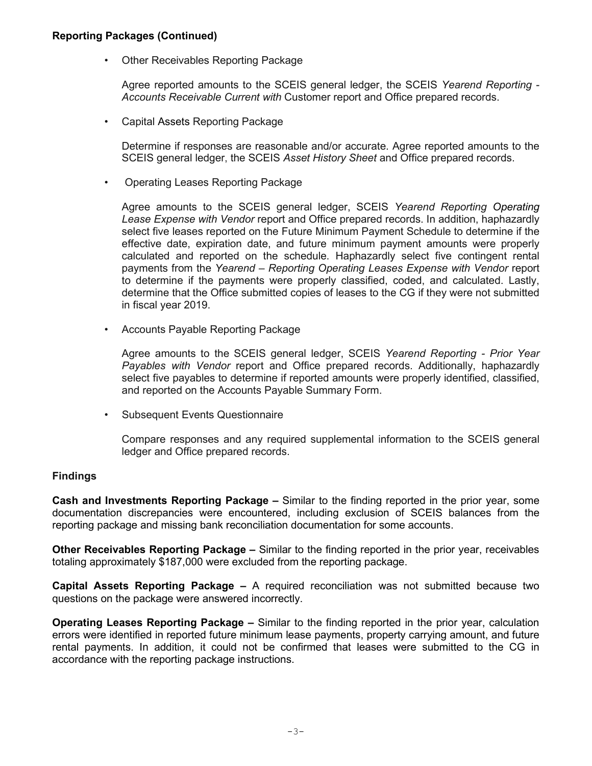**Reporting Packages (Continued)**

- Other Receivables Reporting Package

  Agree reported amounts to the SCEIS general ledger, the SCEIS *Yearend Reporting - Accounts Receivable Current with* Customer report and Office prepared records.

- Capital Assets Reporting Package

  Determine if responses are reasonable and/or accurate. Agree reported amounts to the SCEIS general ledger, the SCEIS *Asset History Sheet* and Office prepared records.

- Operating Leases Reporting Package

  Agree amounts to the SCEIS general ledger, SCEIS *Yearend Reporting Operating Lease Expense with Vendor* report and Office prepared records. In addition, haphazardly select five leases reported on the Future Minimum Payment Schedule to determine if the effective date, expiration date, and future minimum payment amounts were properly calculated and reported on the schedule. Haphazardly select five contingent rental payments from the *Yearend – Reporting Operating Leases Expense with Vendor* report to determine if the payments were properly classified, coded, and calculated. Lastly, determine that the Office submitted copies of leases to the CG if they were not submitted in fiscal year 2019.

- Accounts Payable Reporting Package

  Agree amounts to the SCEIS general ledger, SCEIS *Yearend Reporting - Prior Year Payables with Vendor* report and Office prepared records. Additionally, haphazardly select five payables to determine if reported amounts were properly identified, classified, and reported on the Accounts Payable Summary Form.

- Subsequent Events Questionnaire

  Compare responses and any required supplemental information to the SCEIS general ledger and Office prepared records.

**Findings**

**Cash and Investments Reporting Package –** Similar to the finding reported in the prior year, some documentation discrepancies were encountered, including exclusion of SCEIS balances from the reporting package and missing bank reconciliation documentation for some accounts.

**Other Receivables Reporting Package –** Similar to the finding reported in the prior year, receivables totaling approximately $187,000 were excluded from the reporting package.

**Capital Assets Reporting Package –** A required reconciliation was not submitted because two questions on the package were answered incorrectly.

**Operating Leases Reporting Package –** Similar to the finding reported in the prior year, calculation errors were identified in reported future minimum lease payments, property carrying amount, and future rental payments. In addition, it could not be confirmed that leases were submitted to the CG in accordance with the reporting package instructions.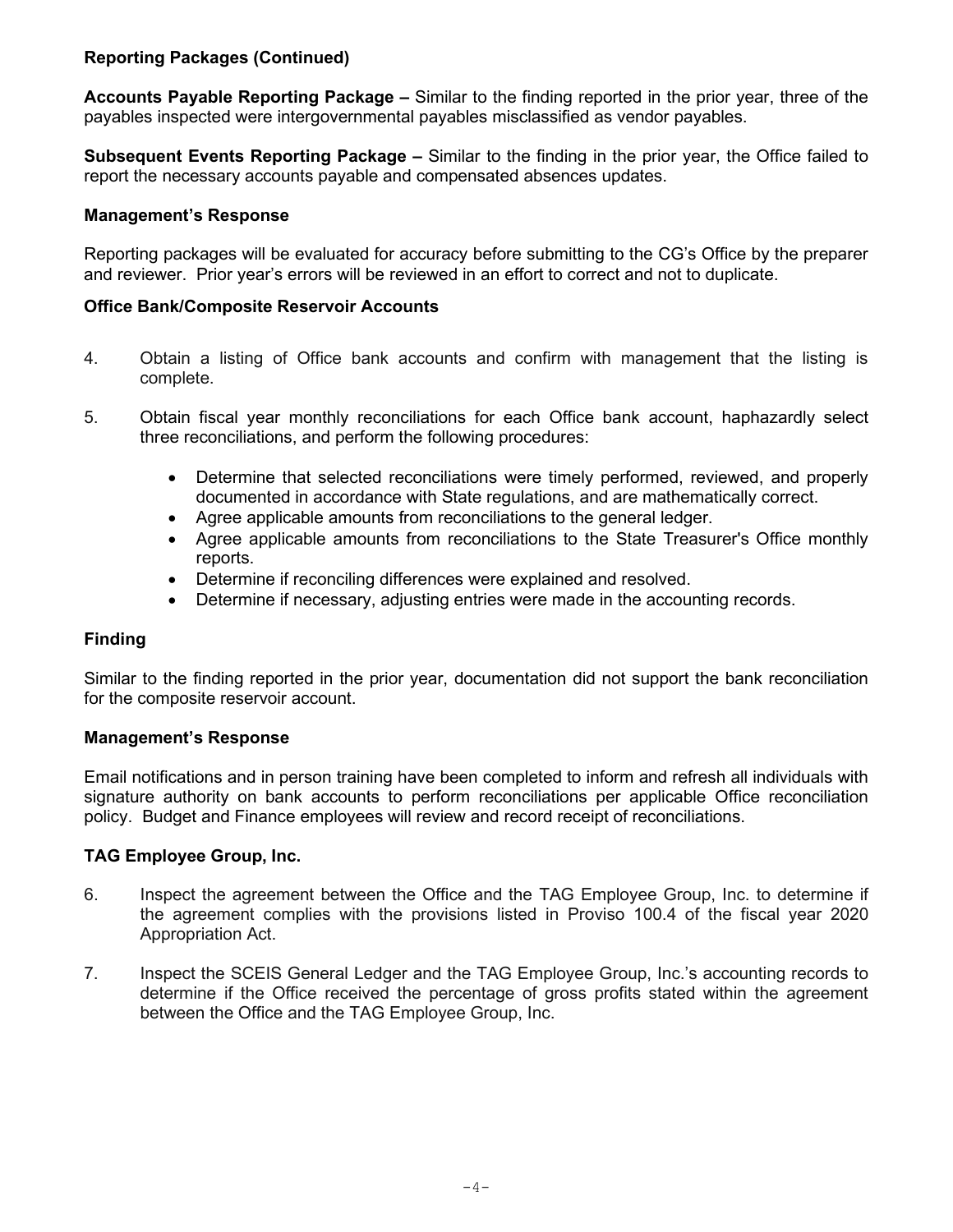### Reporting Packages (Continued)

**Accounts Payable Reporting Package –** Similar to the finding reported in the prior year, three of the payables inspected were intergovernmental payables misclassified as vendor payables.

**Subsequent Events Reporting Package –** Similar to the finding in the prior year, the Office failed to report the necessary accounts payable and compensated absences updates.

### Management's Response

Reporting packages will be evaluated for accuracy before submitting to the CG's Office by the preparer and reviewer. Prior year's errors will be reviewed in an effort to correct and not to duplicate.

### Office Bank/Composite Reservoir Accounts

4. Obtain a listing of Office bank accounts and confirm with management that the listing is complete.

5. Obtain fiscal year monthly reconciliations for each Office bank account, haphazardly select three reconciliations, and perform the following procedures:

   - Determine that selected reconciliations were timely performed, reviewed, and properly documented in accordance with State regulations, and are mathematically correct.
   - Agree applicable amounts from reconciliations to the general ledger.
   - Agree applicable amounts from reconciliations to the State Treasurer's Office monthly reports.
   - Determine if reconciling differences were explained and resolved.
   - Determine if necessary, adjusting entries were made in the accounting records.

### Finding

Similar to the finding reported in the prior year, documentation did not support the bank reconciliation for the composite reservoir account.

### Management's Response

Email notifications and in person training have been completed to inform and refresh all individuals with signature authority on bank accounts to perform reconciliations per applicable Office reconciliation policy. Budget and Finance employees will review and record receipt of reconciliations.

### TAG Employee Group, Inc.

6. Inspect the agreement between the Office and the TAG Employee Group, Inc. to determine if the agreement complies with the provisions listed in Proviso 100.4 of the fiscal year 2020 Appropriation Act.

7. Inspect the SCEIS General Ledger and the TAG Employee Group, Inc.'s accounting records to determine if the Office received the percentage of gross profits stated within the agreement between the Office and the TAG Employee Group, Inc.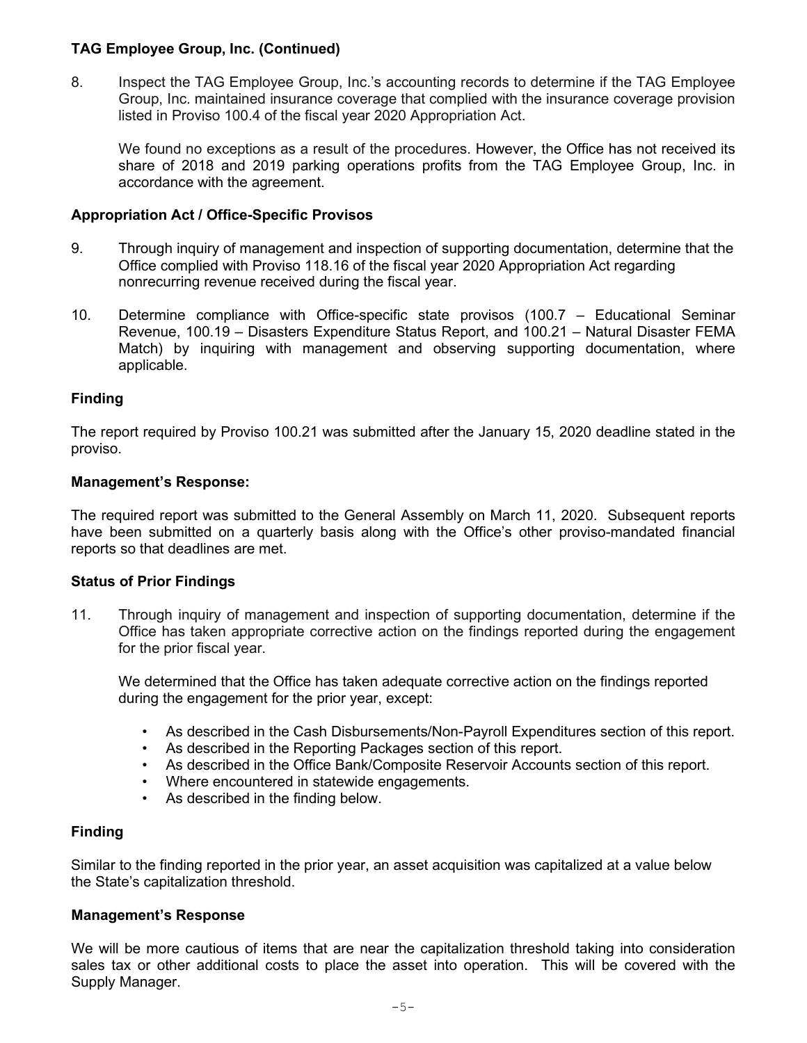### TAG Employee Group, Inc. (Continued)

8. Inspect the TAG Employee Group, Inc.'s accounting records to determine if the TAG Employee Group, Inc. maintained insurance coverage that complied with the insurance coverage provision listed in Proviso 100.4 of the fiscal year 2020 Appropriation Act.

   We found no exceptions as a result of the procedures. However, the Office has not received its share of 2018 and 2019 parking operations profits from the TAG Employee Group, Inc. in accordance with the agreement.

### Appropriation Act / Office-Specific Provisos

9. Through inquiry of management and inspection of supporting documentation, determine that the Office complied with Proviso 118.16 of the fiscal year 2020 Appropriation Act regarding nonrecurring revenue received during the fiscal year.

10. Determine compliance with Office-specific state provisos (100.7 – Educational Seminar Revenue, 100.19 – Disasters Expenditure Status Report, and 100.21 – Natural Disaster FEMA Match) by inquiring with management and observing supporting documentation, where applicable.

### Finding

The report required by Proviso 100.21 was submitted after the January 15, 2020 deadline stated in the proviso.

### Management's Response:

The required report was submitted to the General Assembly on March 11, 2020. Subsequent reports have been submitted on a quarterly basis along with the Office's other proviso-mandated financial reports so that deadlines are met.

### Status of Prior Findings

11. Through inquiry of management and inspection of supporting documentation, determine if the Office has taken appropriate corrective action on the findings reported during the engagement for the prior fiscal year.

    We determined that the Office has taken adequate corrective action on the findings reported during the engagement for the prior year, except:

    - As described in the Cash Disbursements/Non-Payroll Expenditures section of this report.
    - As described in the Reporting Packages section of this report.
    - As described in the Office Bank/Composite Reservoir Accounts section of this report.
    - Where encountered in statewide engagements.
    - As described in the finding below.

### Finding

Similar to the finding reported in the prior year, an asset acquisition was capitalized at a value below the State's capitalization threshold.

### Management's Response

We will be more cautious of items that are near the capitalization threshold taking into consideration sales tax or other additional costs to place the asset into operation. This will be covered with the Supply Manager.